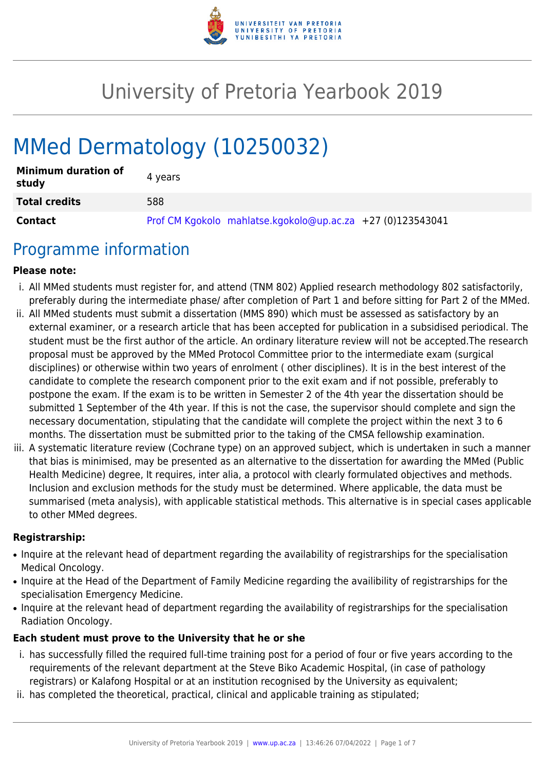# University of Pretoria Yearbook 2019

# MMed Dermatology (10250032)

| | |
|---|---|
| **Minimum duration of study** | 4 years |
| **Total credits** | 588 |
| **Contact** | Prof CM Kgokolo mahlatse.kgokolo@up.ac.za +27 (0)123543041 |

## Programme information

**Please note:**

i. All MMed students must register for, and attend (TNM 802) Applied research methodology 802 satisfactorily, preferably during the intermediate phase/ after completion of Part 1 and before sitting for Part 2 of the MMed.

ii. All MMed students must submit a dissertation (MMS 890) which must be assessed as satisfactory by an external examiner, or a research article that has been accepted for publication in a subsidised periodical. The student must be the first author of the article. An ordinary literature review will not be accepted.The research proposal must be approved by the MMed Protocol Committee prior to the intermediate exam (surgical disciplines) or otherwise within two years of enrolment ( other disciplines). It is in the best interest of the candidate to complete the research component prior to the exit exam and if not possible, preferably to postpone the exam. If the exam is to be written in Semester 2 of the 4th year the dissertation should be submitted 1 September of the 4th year. If this is not the case, the supervisor should complete and sign the necessary documentation, stipulating that the candidate will complete the project within the next 3 to 6 months. The dissertation must be submitted prior to the taking of the CMSA fellowship examination.

iii. A systematic literature review (Cochrane type) on an approved subject, which is undertaken in such a manner that bias is minimised, may be presented as an alternative to the dissertation for awarding the MMed (Public Health Medicine) degree, It requires, inter alia, a protocol with clearly formulated objectives and methods. Inclusion and exclusion methods for the study must be determined. Where applicable, the data must be summarised (meta analysis), with applicable statistical methods. This alternative is in special cases applicable to other MMed degrees.

**Registrarship:**

- Inquire at the relevant head of department regarding the availability of registrarships for the specialisation Medical Oncology.
- Inquire at the Head of the Department of Family Medicine regarding the availibility of registrarships for the specialisation Emergency Medicine.
- Inquire at the relevant head of department regarding the availability of registrarships for the specialisation Radiation Oncology.

**Each student must prove to the University that he or she**

i. has successfully filled the required full-time training post for a period of four or five years according to the requirements of the relevant department at the Steve Biko Academic Hospital, (in case of pathology registrars) or Kalafong Hospital or at an institution recognised by the University as equivalent;

ii. has completed the theoretical, practical, clinical and applicable training as stipulated;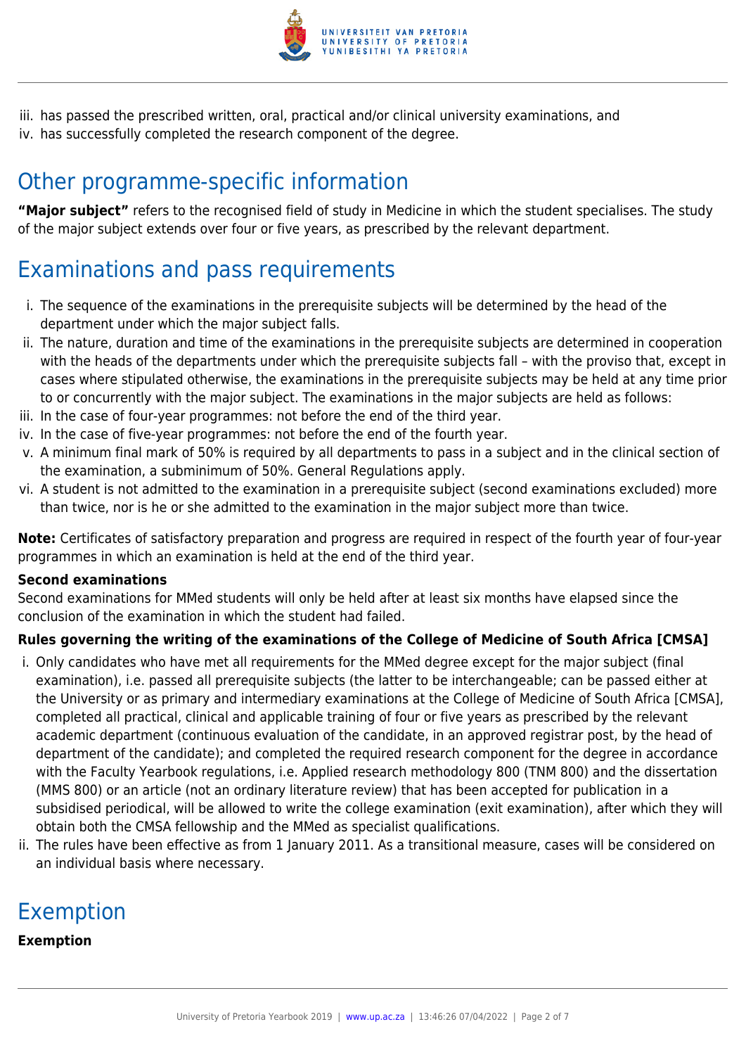iii. has passed the prescribed written, oral, practical and/or clinical university examinations, and
iv. has successfully completed the research component of the degree.

## Other programme-specific information

**"Major subject"** refers to the recognised field of study in Medicine in which the student specialises. The study of the major subject extends over four or five years, as prescribed by the relevant department.

## Examinations and pass requirements

i. The sequence of the examinations in the prerequisite subjects will be determined by the head of the department under which the major subject falls.
ii. The nature, duration and time of the examinations in the prerequisite subjects are determined in cooperation with the heads of the departments under which the prerequisite subjects fall – with the proviso that, except in cases where stipulated otherwise, the examinations in the prerequisite subjects may be held at any time prior to or concurrently with the major subject. The examinations in the major subjects are held as follows:
iii. In the case of four-year programmes: not before the end of the third year.
iv. In the case of five-year programmes: not before the end of the fourth year.
v. A minimum final mark of 50% is required by all departments to pass in a subject and in the clinical section of the examination, a subminimum of 50%. General Regulations apply.
vi. A student is not admitted to the examination in a prerequisite subject (second examinations excluded) more than twice, nor is he or she admitted to the examination in the major subject more than twice.

**Note:** Certificates of satisfactory preparation and progress are required in respect of the fourth year of four-year programmes in which an examination is held at the end of the third year.

**Second examinations**
Second examinations for MMed students will only be held after at least six months have elapsed since the conclusion of the examination in which the student had failed.

**Rules governing the writing of the examinations of the College of Medicine of South Africa [CMSA]**

i. Only candidates who have met all requirements for the MMed degree except for the major subject (final examination), i.e. passed all prerequisite subjects (the latter to be interchangeable; can be passed either at the University or as primary and intermediary examinations at the College of Medicine of South Africa [CMSA], completed all practical, clinical and applicable training of four or five years as prescribed by the relevant academic department (continuous evaluation of the candidate, in an approved registrar post, by the head of department of the candidate); and completed the required research component for the degree in accordance with the Faculty Yearbook regulations, i.e. Applied research methodology 800 (TNM 800) and the dissertation (MMS 800) or an article (not an ordinary literature review) that has been accepted for publication in a subsidised periodical, will be allowed to write the college examination (exit examination), after which they will obtain both the CMSA fellowship and the MMed as specialist qualifications.
ii. The rules have been effective as from 1 January 2011. As a transitional measure, cases will be considered on an individual basis where necessary.

## Exemption

**Exemption**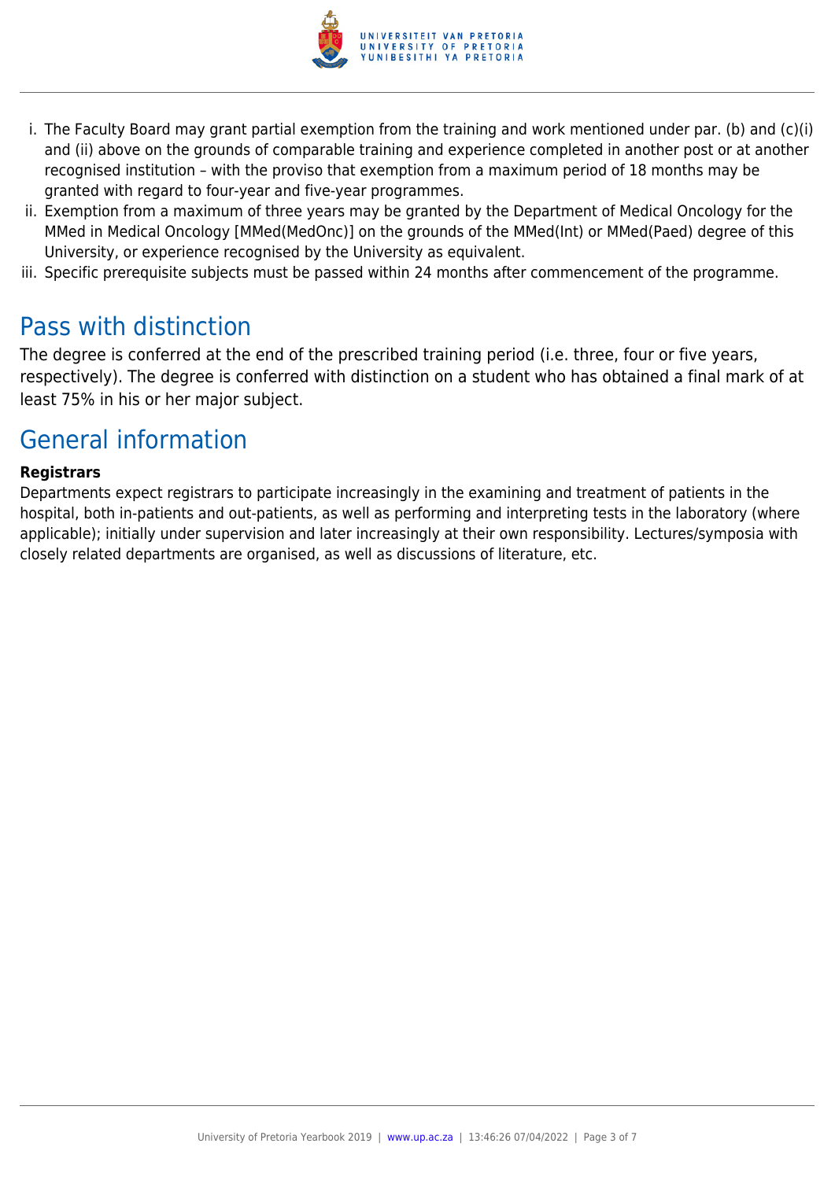i. The Faculty Board may grant partial exemption from the training and work mentioned under par. (b) and (c)(i) and (ii) above on the grounds of comparable training and experience completed in another post or at another recognised institution – with the proviso that exemption from a maximum period of 18 months may be granted with regard to four-year and five-year programmes.
ii. Exemption from a maximum of three years may be granted by the Department of Medical Oncology for the MMed in Medical Oncology [MMed(MedOnc)] on the grounds of the MMed(Int) or MMed(Paed) degree of this University, or experience recognised by the University as equivalent.
iii. Specific prerequisite subjects must be passed within 24 months after commencement of the programme.

## Pass with distinction

The degree is conferred at the end of the prescribed training period (i.e. three, four or five years, respectively). The degree is conferred with distinction on a student who has obtained a final mark of at least 75% in his or her major subject.

## General information

**Registrars**

Departments expect registrars to participate increasingly in the examining and treatment of patients in the hospital, both in-patients and out-patients, as well as performing and interpreting tests in the laboratory (where applicable); initially under supervision and later increasingly at their own responsibility. Lectures/symposia with closely related departments are organised, as well as discussions of literature, etc.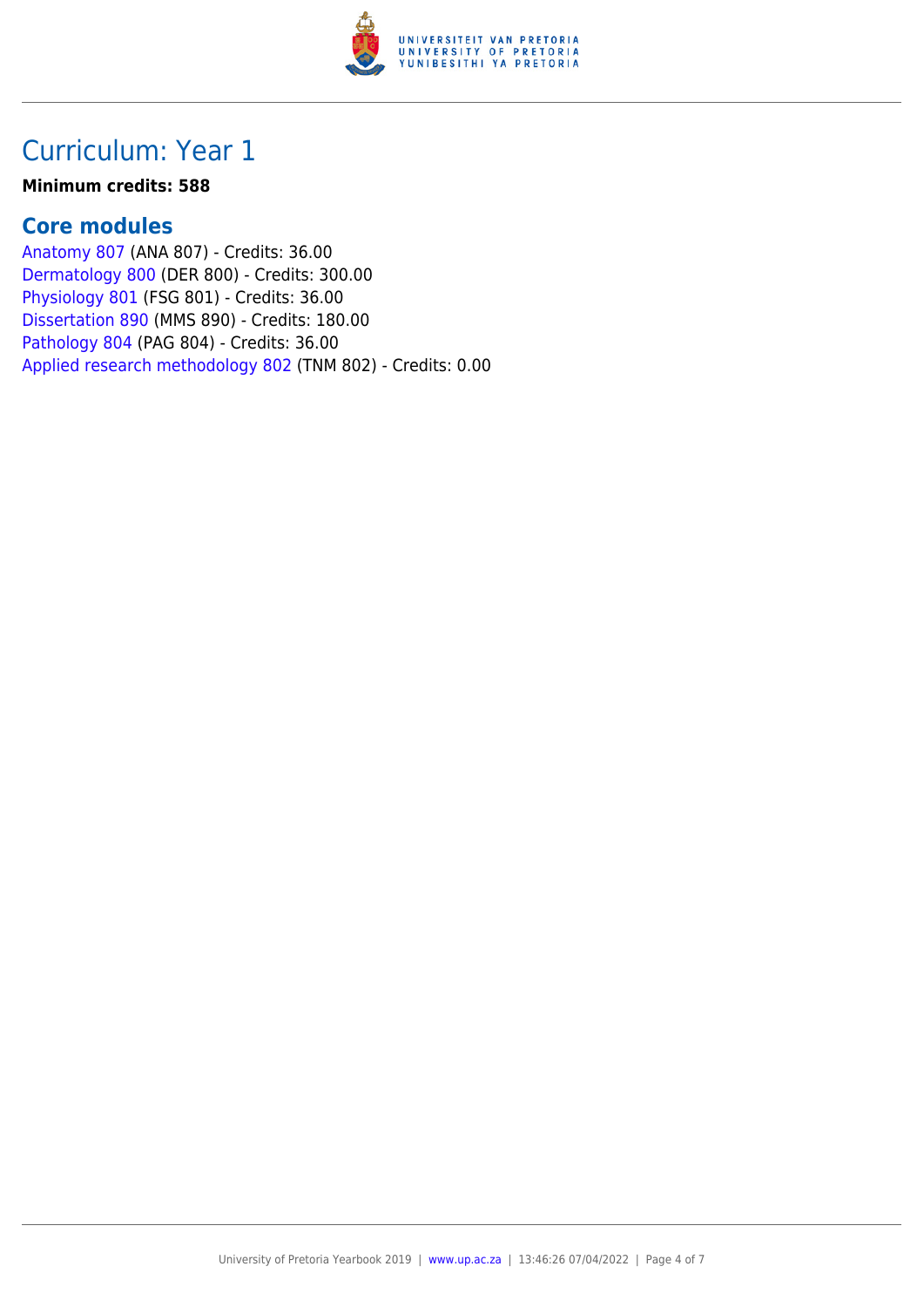## Curriculum: Year 1

**Minimum credits: 588**

### Core modules

Anatomy 807 (ANA 807) - Credits: 36.00
Dermatology 800 (DER 800) - Credits: 300.00
Physiology 801 (FSG 801) - Credits: 36.00
Dissertation 890 (MMS 890) - Credits: 180.00
Pathology 804 (PAG 804) - Credits: 36.00
Applied research methodology 802 (TNM 802) - Credits: 0.00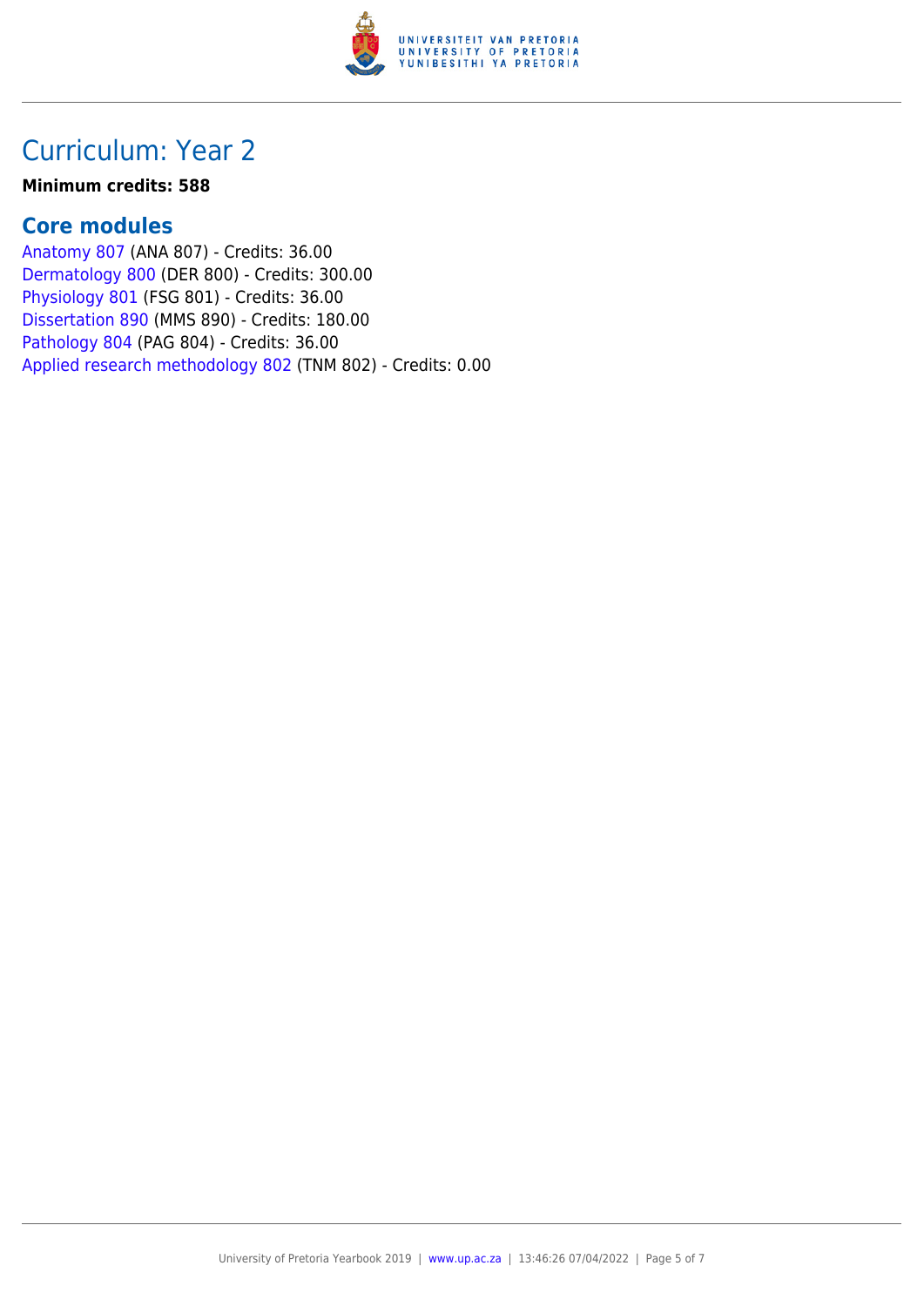# Curriculum: Year 2

**Minimum credits: 588**

## Core modules

Anatomy 807 (ANA 807) - Credits: 36.00
Dermatology 800 (DER 800) - Credits: 300.00
Physiology 801 (FSG 801) - Credits: 36.00
Dissertation 890 (MMS 890) - Credits: 180.00
Pathology 804 (PAG 804) - Credits: 36.00
Applied research methodology 802 (TNM 802) - Credits: 0.00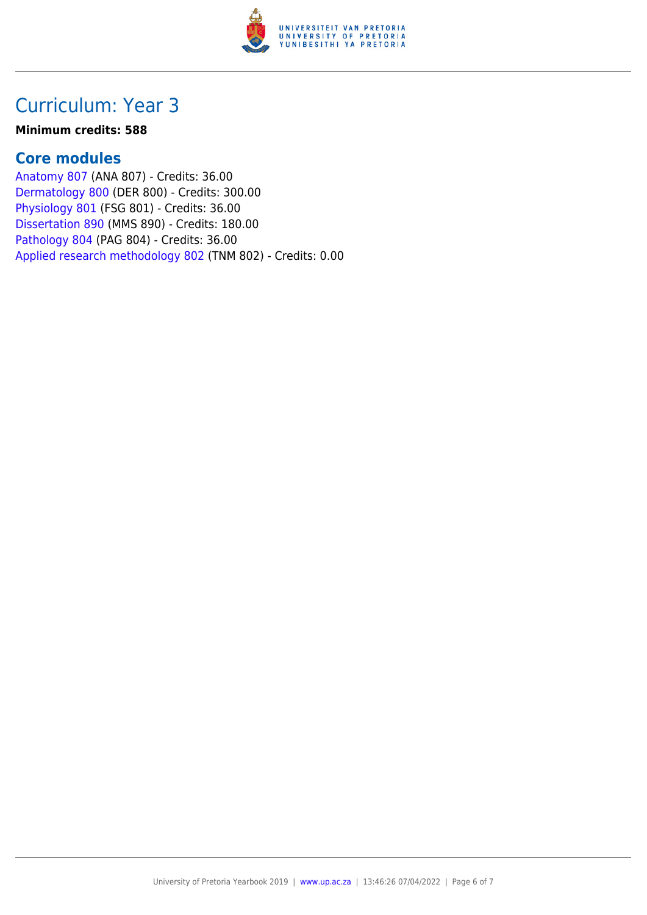## Curriculum: Year 3

**Minimum credits: 588**

### Core modules

Anatomy 807 (ANA 807) - Credits: 36.00
Dermatology 800 (DER 800) - Credits: 300.00
Physiology 801 (FSG 801) - Credits: 36.00
Dissertation 890 (MMS 890) - Credits: 180.00
Pathology 804 (PAG 804) - Credits: 36.00
Applied research methodology 802 (TNM 802) - Credits: 0.00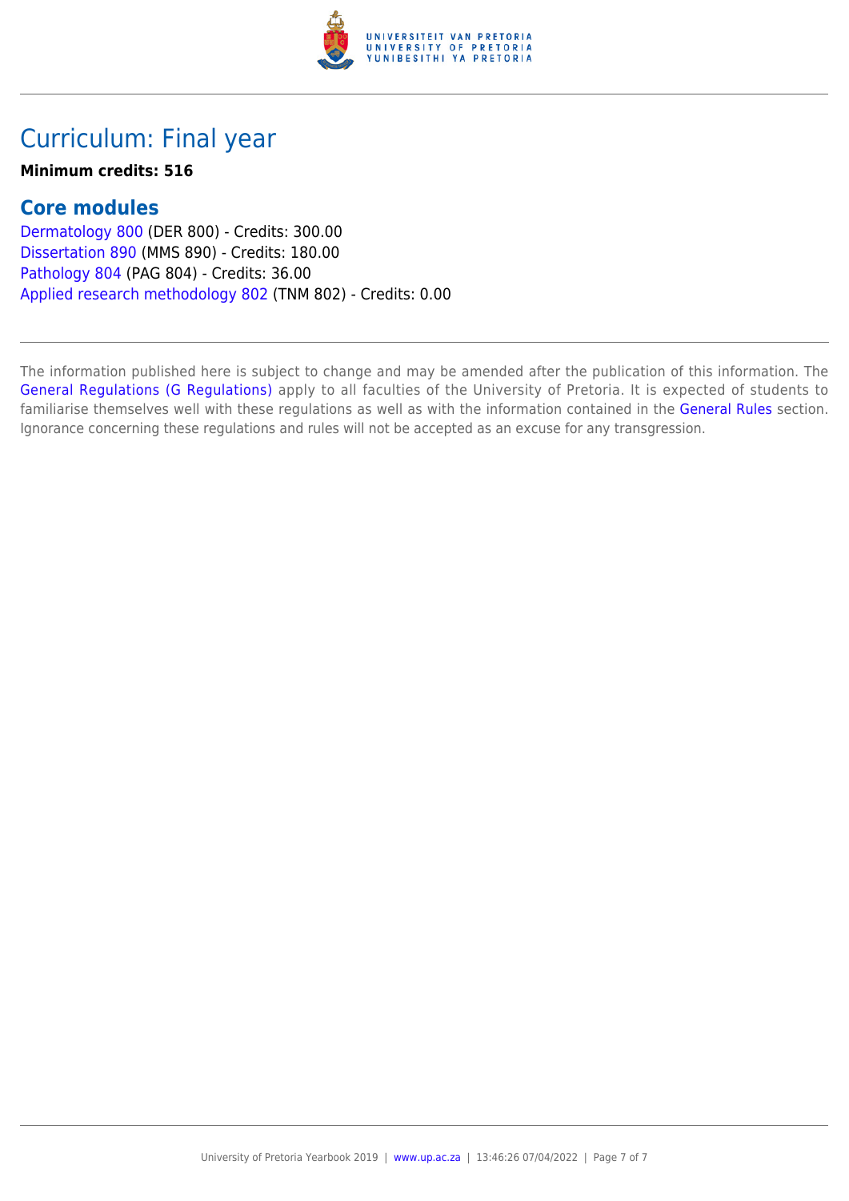## Curriculum: Final year

**Minimum credits: 516**

### Core modules

Dermatology 800 (DER 800) - Credits: 300.00
Dissertation 890 (MMS 890) - Credits: 180.00
Pathology 804 (PAG 804) - Credits: 36.00
Applied research methodology 802 (TNM 802) - Credits: 0.00

---

The information published here is subject to change and may be amended after the publication of this information. The General Regulations (G Regulations) apply to all faculties of the University of Pretoria. It is expected of students to familiarise themselves well with these regulations as well as with the information contained in the General Rules section. Ignorance concerning these regulations and rules will not be accepted as an excuse for any transgression.